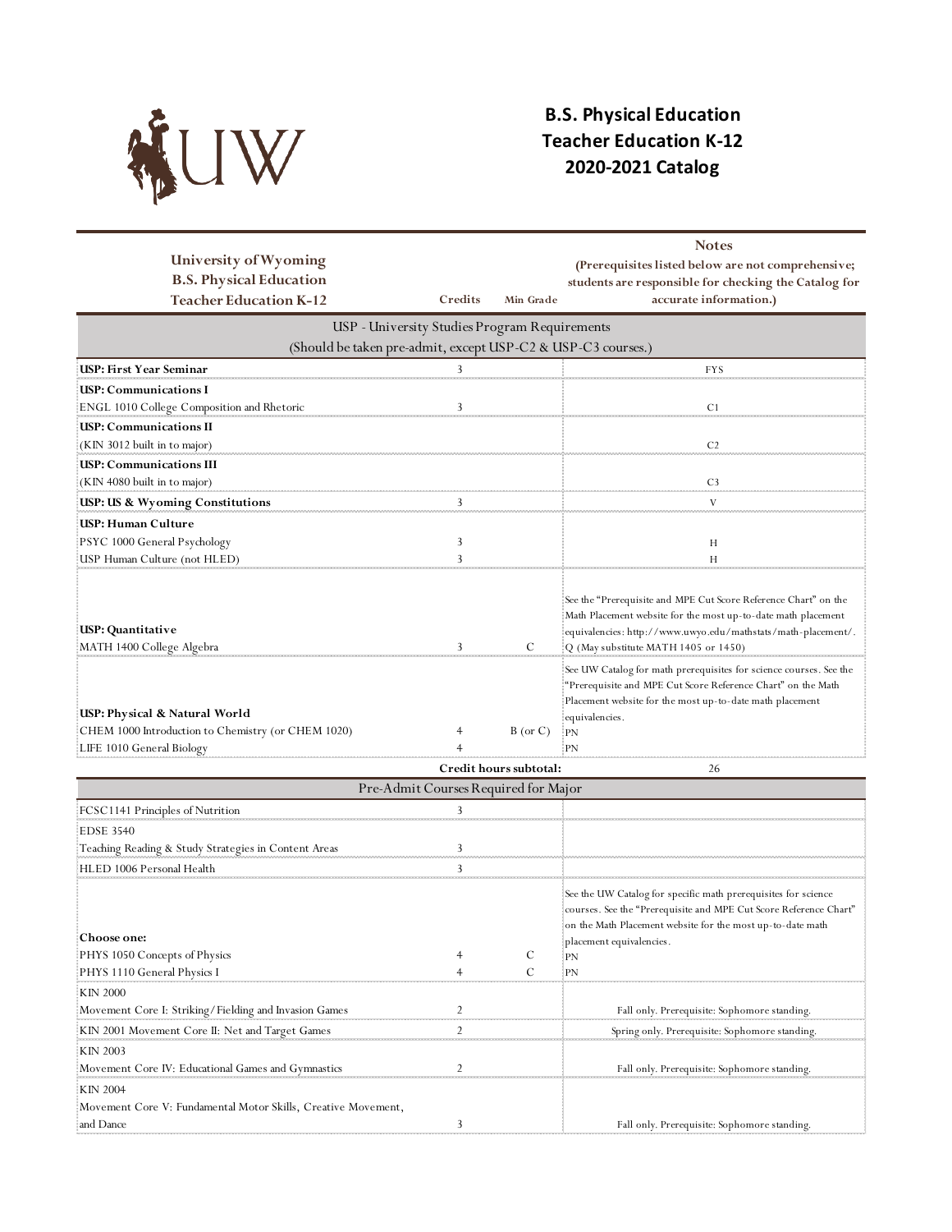# B.S. Physical Education
# Teacher Education K-12
# 2020-2021 Catalog

| University of Wyoming B.S. Physical Education Teacher Education K-12 | Credits | Min Grade | Notes (Prerequisites listed below are not comprehensive; students are responsible for checking the Catalog for accurate information.) |
|---|---|---|---|
| **USP - University Studies Program Requirements (Should be taken pre-admit, except USP-C2 & USP-C3 courses.)** | | | |
| **USP: First Year Seminar** | 3 | | FYS |
| **USP: Communications I** | | | |
| ENGL 1010 College Composition and Rhetoric | 3 | | C1 |
| **USP: Communications II** | | | |
| (KIN 3012 built in to major) | | | C2 |
| **USP: Communications III** | | | |
| (KIN 4080 built in to major) | | | C3 |
| **USP: US & Wyoming Constitutions** | 3 | | V |
| **USP: Human Culture** | | | |
| PSYC 1000 General Psychology | 3 | | H |
| USP Human Culture (not HLED) | 3 | | H |
| **USP: Quantitative** | | | See the "Prerequisite and MPE Cut Score Reference Chart" on the Math Placement website for the most up-to-date math placement equivalencies: http://www.uwyo.edu/mathstats/math-placement/. |
| MATH 1400 College Algebra | 3 | C | Q (May substitute MATH 1405 or 1450) |
| **USP: Physical & Natural World** | | | See UW Catalog for math prerequisites for science courses. See the "Prerequisite and MPE Cut Score Reference Chart" on the Math Placement website for the most up-to-date math placement equivalencies. |
| CHEM 1000 Introduction to Chemistry (or CHEM 1020) | 4 | B (or C) | PN |
| LIFE 1010 General Biology | 4 | | PN |
| | **Credit hours subtotal:** | | 26 |
| **Pre-Admit Courses Required for Major** | | | |
| FCSC1141 Principles of Nutrition | 3 | | |
| EDSE 3540 Teaching Reading & Study Strategies in Content Areas | 3 | | |
| HLED 1006 Personal Health | 3 | | |
| **Choose one:** | | | See the UW Catalog for specific math prerequisites for science courses. See the "Prerequisite and MPE Cut Score Reference Chart" on the Math Placement website for the most up-to-date math placement equivalencies. |
| PHYS 1050 Concepts of Physics | 4 | C | PN |
| PHYS 1110 General Physics I | 4 | C | PN |
| KIN 2000 Movement Core I: Striking/Fielding and Invasion Games | 2 | | Fall only. Prerequisite: Sophomore standing. |
| KIN 2001 Movement Core II: Net and Target Games | 2 | | Spring only. Prerequisite: Sophomore standing. |
| KIN 2003 Movement Core IV: Educational Games and Gymnastics | 2 | | Fall only. Prerequisite: Sophomore standing. |
| KIN 2004 Movement Core V: Fundamental Motor Skills, Creative Movement, and Dance | 3 | | Fall only. Prerequisite: Sophomore standing. |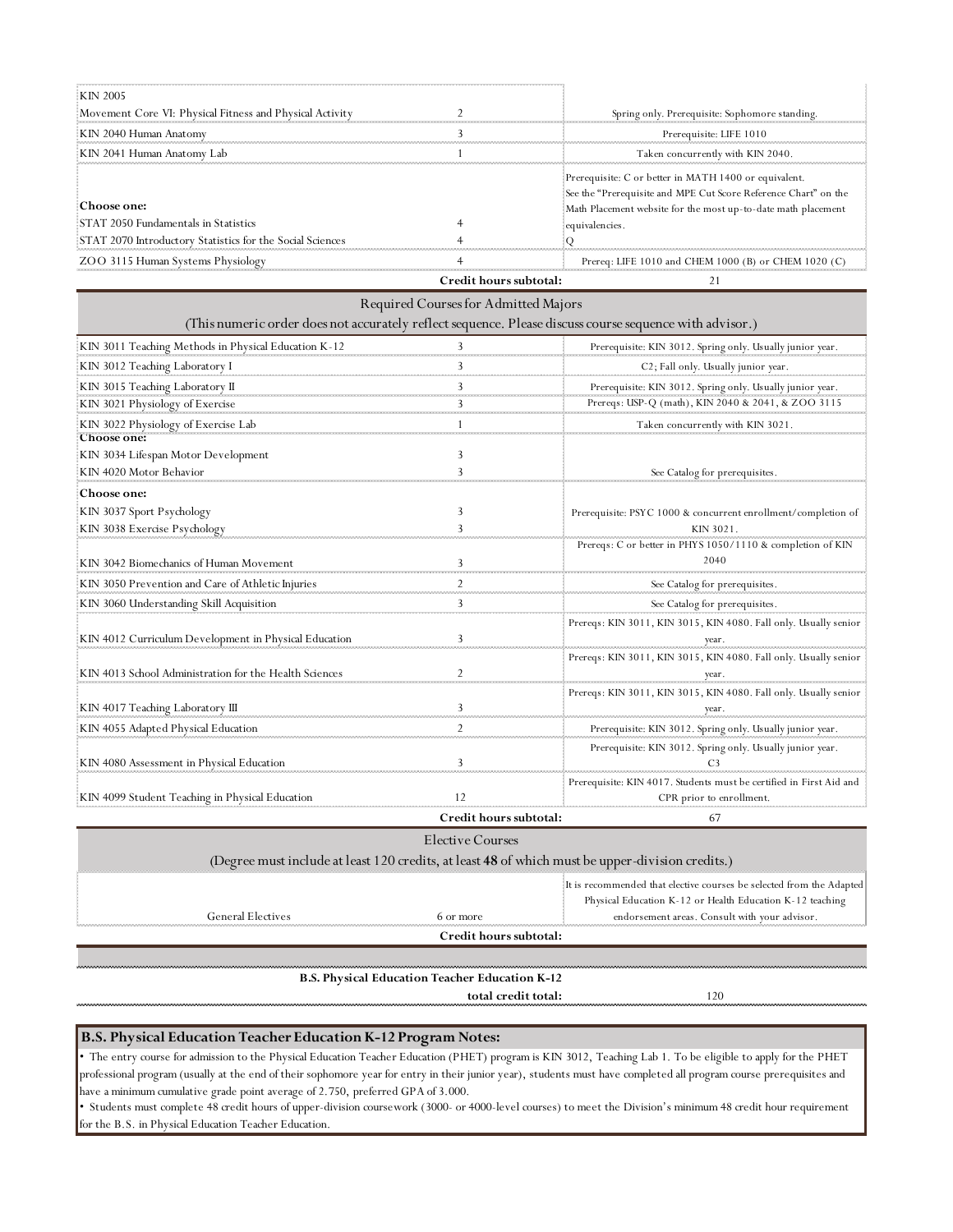| Course | Credits | Notes |
| --- | --- | --- |
| KIN 2005 Movement Core VI: Physical Fitness and Physical Activity | 2 | Spring only. Prerequisite: Sophomore standing. |
| KIN 2040 Human Anatomy | 3 | Prerequisite: LIFE 1010 |
| KIN 2041 Human Anatomy Lab | 1 | Taken concurrently with KIN 2040. |
| **Choose one:** | | Prerequisite: C or better in MATH 1400 or equivalent. See the "Prerequisite and MPE Cut Score Reference Chart" on the Math Placement website for the most up-to-date math placement equivalencies. |
| STAT 2050 Fundamentals in Statistics | 4 | |
| STAT 2070 Introductory Statistics for the Social Sciences | 4 | Q |
| ZOO 3115 Human Systems Physiology | 4 | Prereq: LIFE 1010 and CHEM 1000 (B) or CHEM 1020 (C) |
| | **Credit hours subtotal:** | 21 |

## Required Courses for Admitted Majors

(This numeric order does not accurately reflect sequence. Please discuss course sequence with advisor.)

| Course | Credits | Notes |
| --- | --- | --- |
| KIN 3011 Teaching Methods in Physical Education K-12 | 3 | Prerequisite: KIN 3012. Spring only. Usually junior year. |
| KIN 3012 Teaching Laboratory I | 3 | C2; Fall only. Usually junior year. |
| KIN 3015 Teaching Laboratory II | 3 | Prerequisite: KIN 3012. Spring only. Usually junior year. |
| KIN 3021 Physiology of Exercise | 3 | Prereqs: USP-Q (math), KIN 2040 & 2041, & ZOO 3115 |
| KIN 3022 Physiology of Exercise Lab | 1 | Taken concurrently with KIN 3021. |
| **Choose one:** | | |
| KIN 3034 Lifespan Motor Development | 3 | |
| KIN 4020 Motor Behavior | 3 | See Catalog for prerequisites. |
| **Choose one:** | | |
| KIN 3037 Sport Psychology | 3 | Prerequisite: PSYC 1000 & concurrent enrollment/completion of KIN 3021. |
| KIN 3038 Exercise Psychology | 3 | |
| KIN 3042 Biomechanics of Human Movement | 3 | Prereqs: C or better in PHYS 1050/1110 & completion of KIN 2040 |
| KIN 3050 Prevention and Care of Athletic Injuries | 2 | See Catalog for prerequisites. |
| KIN 3060 Understanding Skill Acquisition | 3 | See Catalog for prerequisites. |
| KIN 4012 Curriculum Development in Physical Education | 3 | Prereqs: KIN 3011, KIN 3015, KIN 4080. Fall only. Usually senior year. |
| KIN 4013 School Administration for the Health Sciences | 2 | Prereqs: KIN 3011, KIN 3015, KIN 4080. Fall only. Usually senior year. |
| KIN 4017 Teaching Laboratory III | 3 | Prereqs: KIN 3011, KIN 3015, KIN 4080. Fall only. Usually senior year. |
| KIN 4055 Adapted Physical Education | 2 | Prerequisite: KIN 3012. Spring only. Usually junior year. |
| KIN 4080 Assessment in Physical Education | 3 | Prerequisite: KIN 3012. Spring only. Usually junior year. C3 |
| KIN 4099 Student Teaching in Physical Education | 12 | Prerequisite: KIN 4017. Students must be certified in First Aid and CPR prior to enrollment. |
| | **Credit hours subtotal:** | 67 |

## Elective Courses

(Degree must include at least 120 credits, at least **48** of which must be upper-division credits.)

| Course | Credits | Notes |
| --- | --- | --- |
| General Electives | 6 or more | It is recommended that elective courses be selected from the Adapted Physical Education K-12 or Health Education K-12 teaching endorsement areas. Consult with your advisor. |
| | **Credit hours subtotal:** | |

| | | |
| --- | --- | --- |
| **B.S. Physical Education Teacher Education K-12 total credit total:** | | 120 |

## B.S. Physical Education Teacher Education K-12 Program Notes:

- The entry course for admission to the Physical Education Teacher Education (PHET) program is KIN 3012, Teaching Lab 1. To be eligible to apply for the PHET professional program (usually at the end of their sophomore year for entry in their junior year), students must have completed all program course prerequisites and have a minimum cumulative grade point average of 2.750, preferred GPA of 3.000.
- Students must complete 48 credit hours of upper-division coursework (3000- or 4000-level courses) to meet the Division's minimum 48 credit hour requirement for the B.S. in Physical Education Teacher Education.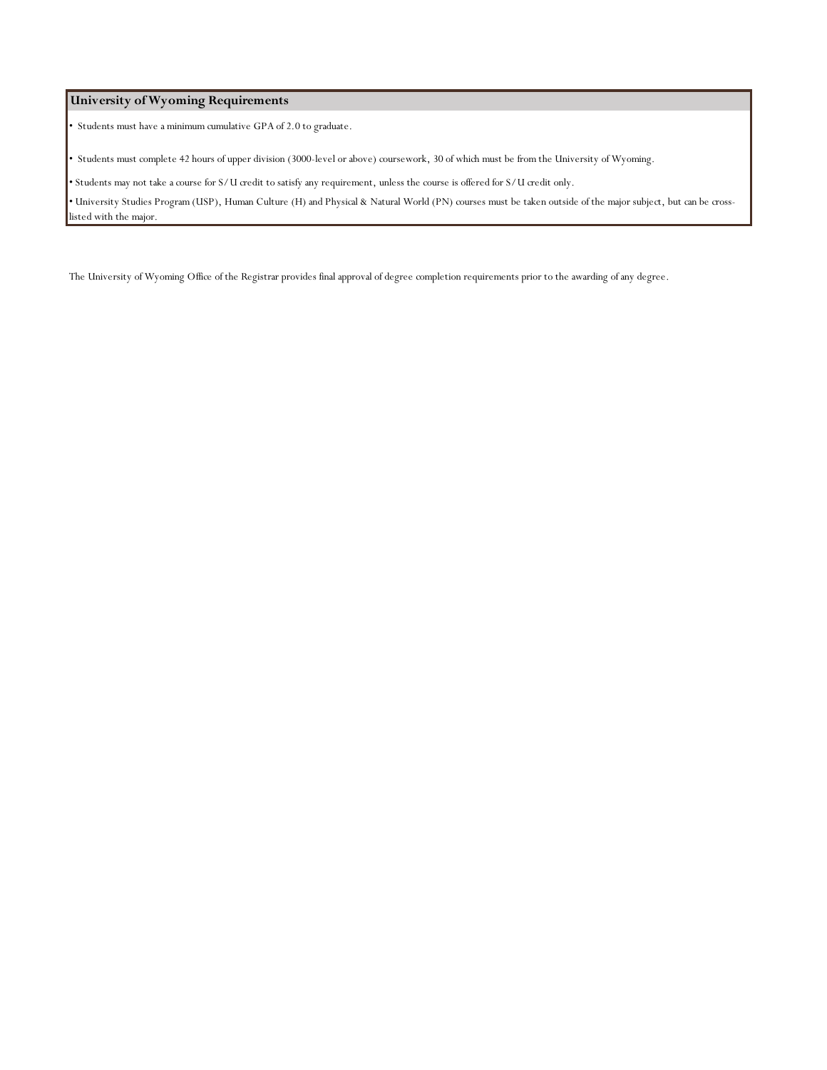## University of Wyoming Requirements

- Students must have a minimum cumulative GPA of 2.0 to graduate.
- Students must complete 42 hours of upper division (3000-level or above) coursework, 30 of which must be from the University of Wyoming.
- Students may not take a course for S/U credit to satisfy any requirement, unless the course is offered for S/U credit only.
- University Studies Program (USP), Human Culture (H) and Physical & Natural World (PN) courses must be taken outside of the major subject, but can be cross-listed with the major.

The University of Wyoming Office of the Registrar provides final approval of degree completion requirements prior to the awarding of any degree.